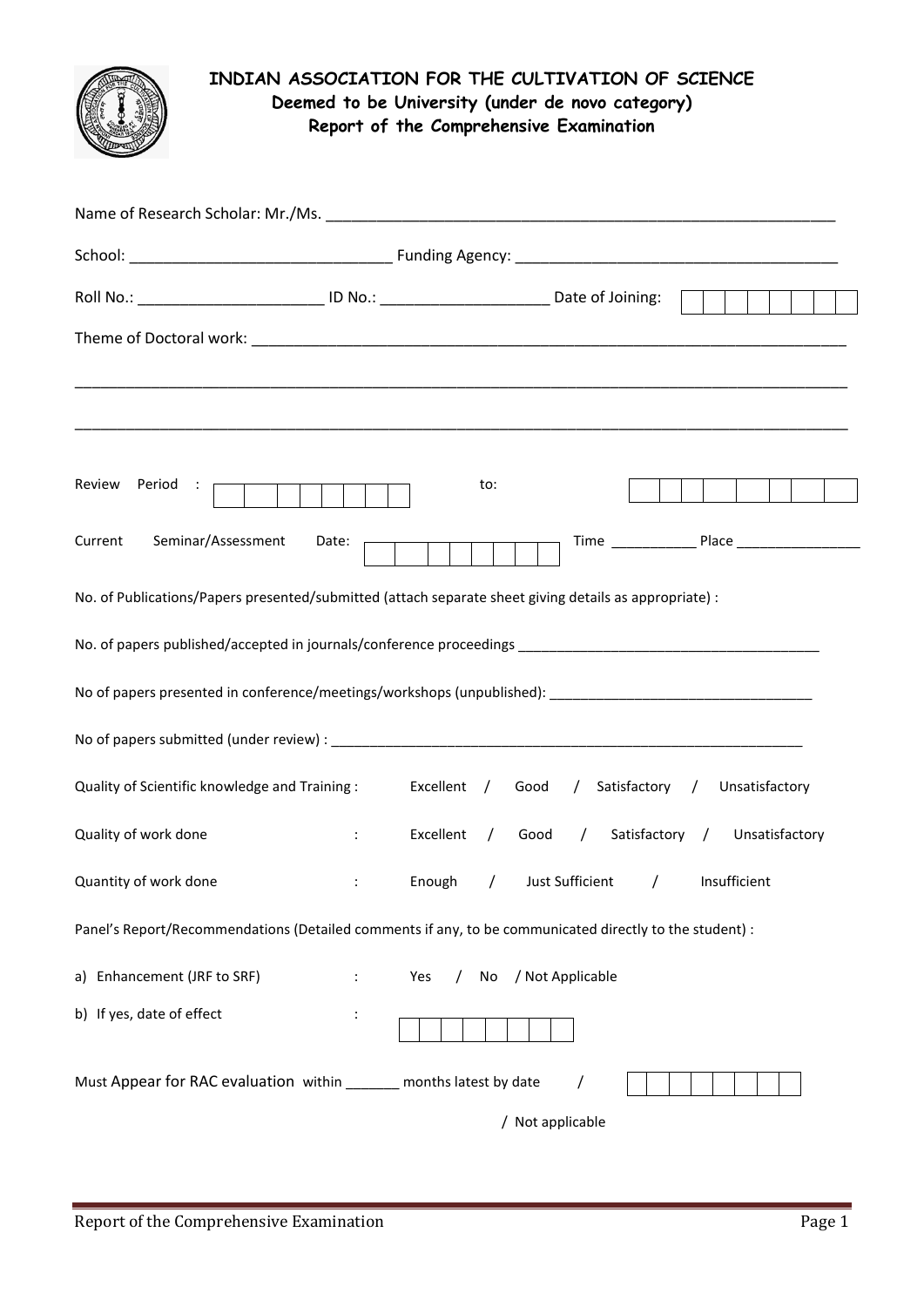**INDIAN ASSOCIATION FOR THE CULTIVATION OF SCIENCE**
**Deemed to be University (under de novo category)**
**Report of the Comprehensive Examination**

Name of Research Scholar: Mr./Ms. ______________________________________________________________

School: ______________________________ Funding Agency: ______________________________________

Roll No.: _____________________ ID No.: ___________________ Date of Joining: | | | | | | | | |

Theme of Doctoral work: _______________________________________________________________________

______________________________________________________________________________________________

______________________________________________________________________________________________

Review Period : | | | | | | | | | to: | | | | | | | | |

Current Seminar/Assessment Date: | | | | | | | | | Time ___________ Place ________________

No. of Publications/Papers presented/submitted (attach separate sheet giving details as appropriate) :

No. of papers published/accepted in journals/conference proceedings ______________________________________

No of papers presented in conference/meetings/workshops (unpublished): _________________________________

No of papers submitted (under review) : ______________________________________________________________

Quality of Scientific knowledge and Training : Excellent / Good / Satisfactory / Unsatisfactory

Quality of work done : Excellent / Good / Satisfactory / Unsatisfactory

Quantity of work done : Enough / Just Sufficient / Insufficient

Panel's Report/Recommendations (Detailed comments if any, to be communicated directly to the student) :

a) Enhancement (JRF to SRF) : Yes / No / Not Applicable

b) If yes, date of effect : | | | | | | | | |

Must Appear for RAC evaluation within _______ months latest by date / | | | | | | | | |

/ Not applicable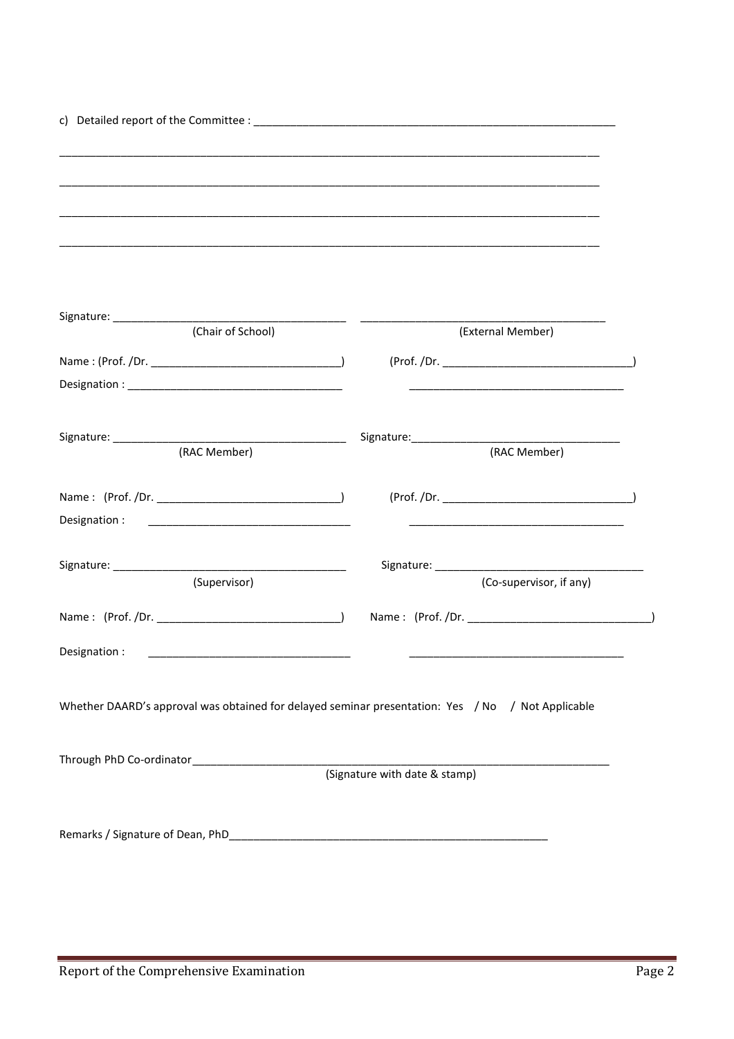c) Detailed report of the Committee : ______________________________________________________________

_____________________________________________________________________________________________

_____________________________________________________________________________________________

_____________________________________________________________________________________________

_____________________________________________________________________________________________

| | |
|---|---|
| Signature: ________________________________ | ________________________________ |
| (Chair of School) | (External Member) |
| Name : (Prof. /Dr. ____________________________) | (Prof. /Dr. ____________________________) |
| Designation : ________________________________ | ________________________________ |
| Signature: ________________________________ | Signature: ________________________________ |
| (RAC Member) | (RAC Member) |
| Name : (Prof. /Dr. ____________________________) | (Prof. /Dr. ____________________________) |
| Designation : ________________________________ | ________________________________ |
| Signature: ________________________________ | Signature: ________________________________ |
| (Supervisor) | (Co-supervisor, if any) |
| Name : (Prof. /Dr. ____________________________) | Name : (Prof. /Dr. ____________________________) |
| Designation : ________________________________ | ________________________________ |

Whether DAARD's approval was obtained for delayed seminar presentation: Yes / No / Not Applicable

Through PhD Co-ordinator____________________________________________________________________

(Signature with date & stamp)

Remarks / Signature of Dean, PhD____________________________________________________